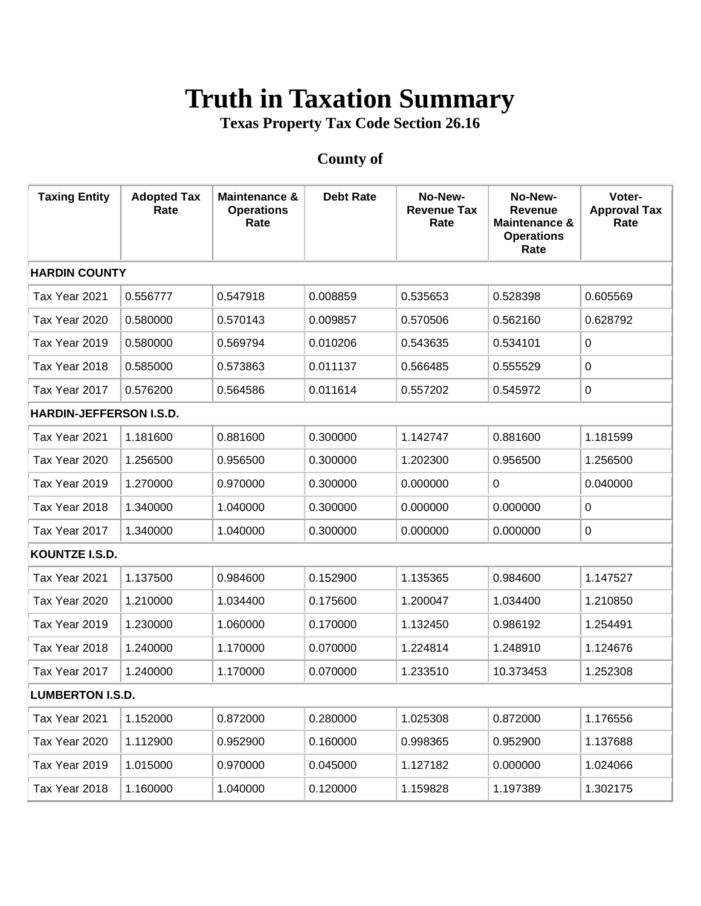# Truth in Taxation Summary

### Texas Property Tax Code Section 26.16

### County of

| Taxing Entity | Adopted Tax Rate | Maintenance & Operations Rate | Debt Rate | No-New-Revenue Tax Rate | No-New-Revenue Maintenance & Operations Rate | Voter-Approval Tax Rate |
|---|---|---|---|---|---|---|
| **HARDIN COUNTY** | | | | | | |
| Tax Year 2021 | 0.556777 | 0.547918 | 0.008859 | 0.535653 | 0.528398 | 0.605569 |
| Tax Year 2020 | 0.580000 | 0.570143 | 0.009857 | 0.570506 | 0.562160 | 0.628792 |
| Tax Year 2019 | 0.580000 | 0.569794 | 0.010206 | 0.543635 | 0.534101 | 0 |
| Tax Year 2018 | 0.585000 | 0.573863 | 0.011137 | 0.566485 | 0.555529 | 0 |
| Tax Year 2017 | 0.576200 | 0.564586 | 0.011614 | 0.557202 | 0.545972 | 0 |
| **HARDIN-JEFFERSON I.S.D.** | | | | | | |
| Tax Year 2021 | 1.181600 | 0.881600 | 0.300000 | 1.142747 | 0.881600 | 1.181599 |
| Tax Year 2020 | 1.256500 | 0.956500 | 0.300000 | 1.202300 | 0.956500 | 1.256500 |
| Tax Year 2019 | 1.270000 | 0.970000 | 0.300000 | 0.000000 | 0 | 0.040000 |
| Tax Year 2018 | 1.340000 | 1.040000 | 0.300000 | 0.000000 | 0.000000 | 0 |
| Tax Year 2017 | 1.340000 | 1.040000 | 0.300000 | 0.000000 | 0.000000 | 0 |
| **KOUNTZE I.S.D.** | | | | | | |
| Tax Year 2021 | 1.137500 | 0.984600 | 0.152900 | 1.135365 | 0.984600 | 1.147527 |
| Tax Year 2020 | 1.210000 | 1.034400 | 0.175600 | 1.200047 | 1.034400 | 1.210850 |
| Tax Year 2019 | 1.230000 | 1.060000 | 0.170000 | 1.132450 | 0.986192 | 1.254491 |
| Tax Year 2018 | 1.240000 | 1.170000 | 0.070000 | 1.224814 | 1.248910 | 1.124676 |
| Tax Year 2017 | 1.240000 | 1.170000 | 0.070000 | 1.233510 | 10.373453 | 1.252308 |
| **LUMBERTON I.S.D.** | | | | | | |
| Tax Year 2021 | 1.152000 | 0.872000 | 0.280000 | 1.025308 | 0.872000 | 1.176556 |
| Tax Year 2020 | 1.112900 | 0.952900 | 0.160000 | 0.998365 | 0.952900 | 1.137688 |
| Tax Year 2019 | 1.015000 | 0.970000 | 0.045000 | 1.127182 | 0.000000 | 1.024066 |
| Tax Year 2018 | 1.160000 | 1.040000 | 0.120000 | 1.159828 | 1.197389 | 1.302175 |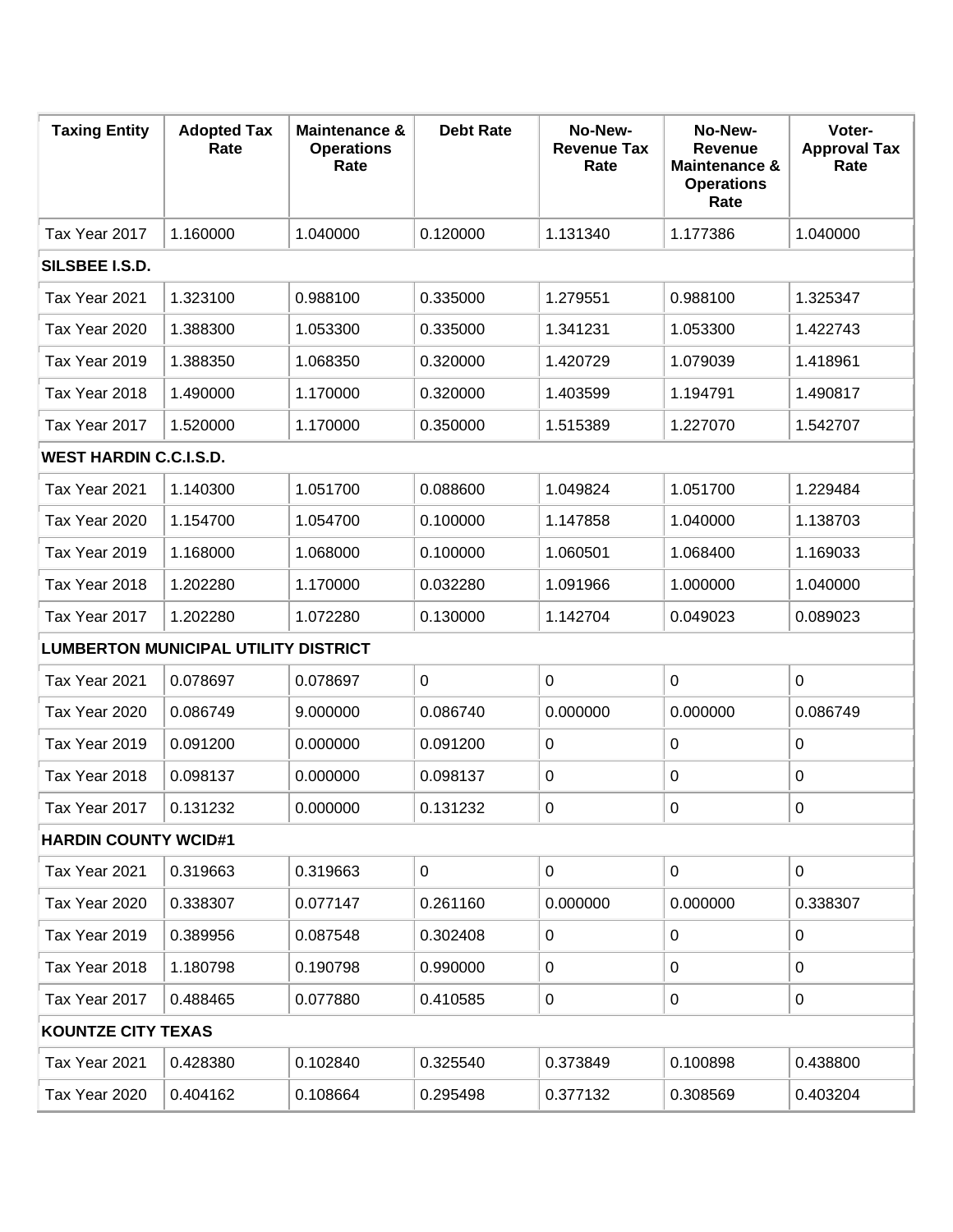| Taxing Entity | Adopted Tax Rate | Maintenance & Operations Rate | Debt Rate | No-New-Revenue Tax Rate | No-New-Revenue Maintenance & Operations Rate | Voter-Approval Tax Rate |
|---|---|---|---|---|---|---|
| Tax Year 2017 | 1.160000 | 1.040000 | 0.120000 | 1.131340 | 1.177386 | 1.040000 |
| **SILSBEE I.S.D.** | | | | | | |
| Tax Year 2021 | 1.323100 | 0.988100 | 0.335000 | 1.279551 | 0.988100 | 1.325347 |
| Tax Year 2020 | 1.388300 | 1.053300 | 0.335000 | 1.341231 | 1.053300 | 1.422743 |
| Tax Year 2019 | 1.388350 | 1.068350 | 0.320000 | 1.420729 | 1.079039 | 1.418961 |
| Tax Year 2018 | 1.490000 | 1.170000 | 0.320000 | 1.403599 | 1.194791 | 1.490817 |
| Tax Year 2017 | 1.520000 | 1.170000 | 0.350000 | 1.515389 | 1.227070 | 1.542707 |
| **WEST HARDIN C.C.I.S.D.** | | | | | | |
| Tax Year 2021 | 1.140300 | 1.051700 | 0.088600 | 1.049824 | 1.051700 | 1.229484 |
| Tax Year 2020 | 1.154700 | 1.054700 | 0.100000 | 1.147858 | 1.040000 | 1.138703 |
| Tax Year 2019 | 1.168000 | 1.068000 | 0.100000 | 1.060501 | 1.068400 | 1.169033 |
| Tax Year 2018 | 1.202280 | 1.170000 | 0.032280 | 1.091966 | 1.000000 | 1.040000 |
| Tax Year 2017 | 1.202280 | 1.072280 | 0.130000 | 1.142704 | 0.049023 | 0.089023 |
| **LUMBERTON MUNICIPAL UTILITY DISTRICT** | | | | | | |
| Tax Year 2021 | 0.078697 | 0.078697 | 0 | 0 | 0 | 0 |
| Tax Year 2020 | 0.086749 | 9.000000 | 0.086740 | 0.000000 | 0.000000 | 0.086749 |
| Tax Year 2019 | 0.091200 | 0.000000 | 0.091200 | 0 | 0 | 0 |
| Tax Year 2018 | 0.098137 | 0.000000 | 0.098137 | 0 | 0 | 0 |
| Tax Year 2017 | 0.131232 | 0.000000 | 0.131232 | 0 | 0 | 0 |
| **HARDIN COUNTY WCID#1** | | | | | | |
| Tax Year 2021 | 0.319663 | 0.319663 | 0 | 0 | 0 | 0 |
| Tax Year 2020 | 0.338307 | 0.077147 | 0.261160 | 0.000000 | 0.000000 | 0.338307 |
| Tax Year 2019 | 0.389956 | 0.087548 | 0.302408 | 0 | 0 | 0 |
| Tax Year 2018 | 1.180798 | 0.190798 | 0.990000 | 0 | 0 | 0 |
| Tax Year 2017 | 0.488465 | 0.077880 | 0.410585 | 0 | 0 | 0 |
| **KOUNTZE CITY TEXAS** | | | | | | |
| Tax Year 2021 | 0.428380 | 0.102840 | 0.325540 | 0.373849 | 0.100898 | 0.438800 |
| Tax Year 2020 | 0.404162 | 0.108664 | 0.295498 | 0.377132 | 0.308569 | 0.403204 |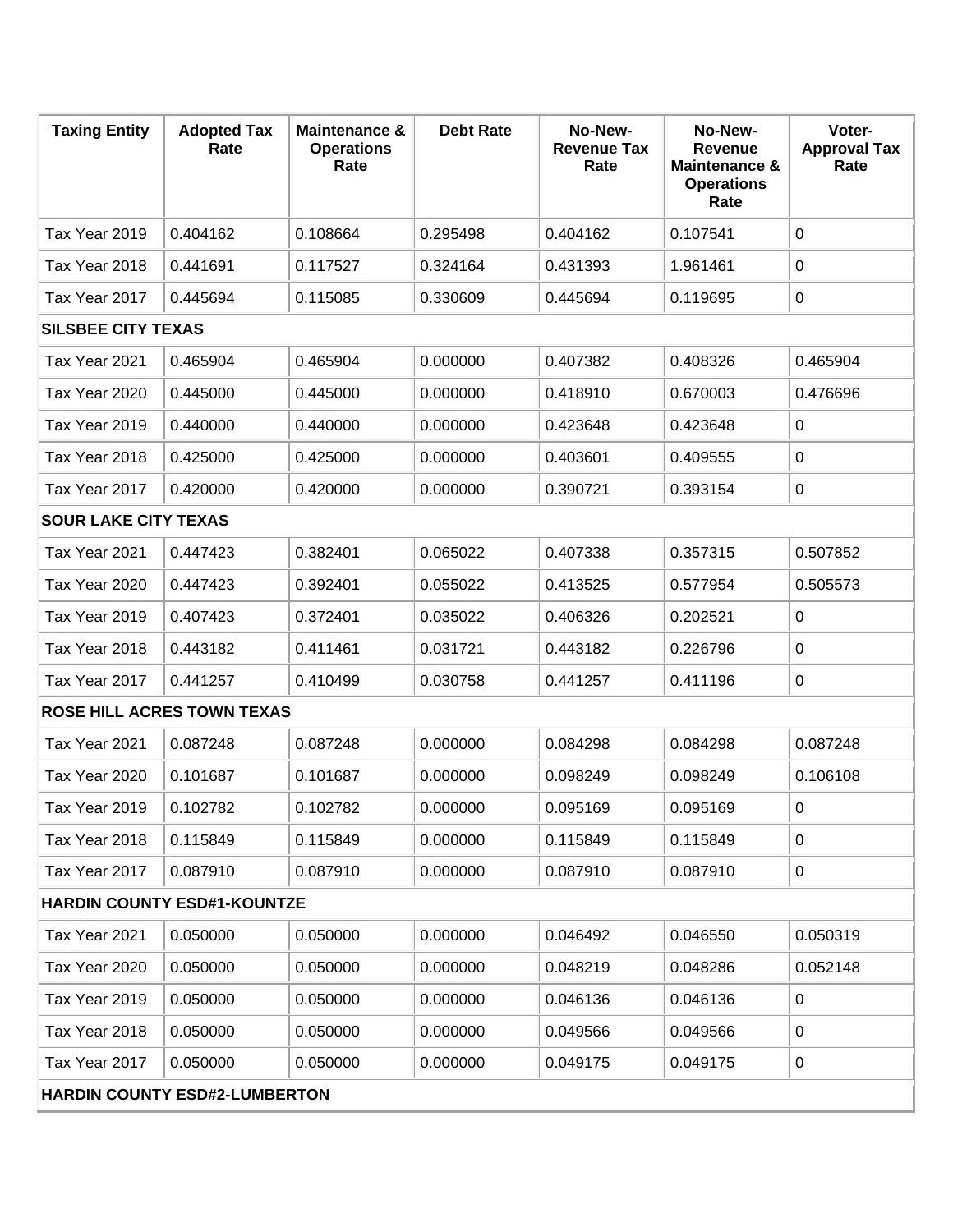| Taxing Entity | Adopted Tax Rate | Maintenance & Operations Rate | Debt Rate | No-New-Revenue Tax Rate | No-New-Revenue Maintenance & Operations Rate | Voter-Approval Tax Rate |
|---|---|---|---|---|---|---|
| Tax Year 2019 | 0.404162 | 0.108664 | 0.295498 | 0.404162 | 0.107541 | 0 |
| Tax Year 2018 | 0.441691 | 0.117527 | 0.324164 | 0.431393 | 1.961461 | 0 |
| Tax Year 2017 | 0.445694 | 0.115085 | 0.330609 | 0.445694 | 0.119695 | 0 |
| **SILSBEE CITY TEXAS** | | | | | | |
| Tax Year 2021 | 0.465904 | 0.465904 | 0.000000 | 0.407382 | 0.408326 | 0.465904 |
| Tax Year 2020 | 0.445000 | 0.445000 | 0.000000 | 0.418910 | 0.670003 | 0.476696 |
| Tax Year 2019 | 0.440000 | 0.440000 | 0.000000 | 0.423648 | 0.423648 | 0 |
| Tax Year 2018 | 0.425000 | 0.425000 | 0.000000 | 0.403601 | 0.409555 | 0 |
| Tax Year 2017 | 0.420000 | 0.420000 | 0.000000 | 0.390721 | 0.393154 | 0 |
| **SOUR LAKE CITY TEXAS** | | | | | | |
| Tax Year 2021 | 0.447423 | 0.382401 | 0.065022 | 0.407338 | 0.357315 | 0.507852 |
| Tax Year 2020 | 0.447423 | 0.392401 | 0.055022 | 0.413525 | 0.577954 | 0.505573 |
| Tax Year 2019 | 0.407423 | 0.372401 | 0.035022 | 0.406326 | 0.202521 | 0 |
| Tax Year 2018 | 0.443182 | 0.411461 | 0.031721 | 0.443182 | 0.226796 | 0 |
| Tax Year 2017 | 0.441257 | 0.410499 | 0.030758 | 0.441257 | 0.411196 | 0 |
| **ROSE HILL ACRES TOWN TEXAS** | | | | | | |
| Tax Year 2021 | 0.087248 | 0.087248 | 0.000000 | 0.084298 | 0.084298 | 0.087248 |
| Tax Year 2020 | 0.101687 | 0.101687 | 0.000000 | 0.098249 | 0.098249 | 0.106108 |
| Tax Year 2019 | 0.102782 | 0.102782 | 0.000000 | 0.095169 | 0.095169 | 0 |
| Tax Year 2018 | 0.115849 | 0.115849 | 0.000000 | 0.115849 | 0.115849 | 0 |
| Tax Year 2017 | 0.087910 | 0.087910 | 0.000000 | 0.087910 | 0.087910 | 0 |
| **HARDIN COUNTY ESD#1-KOUNTZE** | | | | | | |
| Tax Year 2021 | 0.050000 | 0.050000 | 0.000000 | 0.046492 | 0.046550 | 0.050319 |
| Tax Year 2020 | 0.050000 | 0.050000 | 0.000000 | 0.048219 | 0.048286 | 0.052148 |
| Tax Year 2019 | 0.050000 | 0.050000 | 0.000000 | 0.046136 | 0.046136 | 0 |
| Tax Year 2018 | 0.050000 | 0.050000 | 0.000000 | 0.049566 | 0.049566 | 0 |
| Tax Year 2017 | 0.050000 | 0.050000 | 0.000000 | 0.049175 | 0.049175 | 0 |
| **HARDIN COUNTY ESD#2-LUMBERTON** | | | | | | |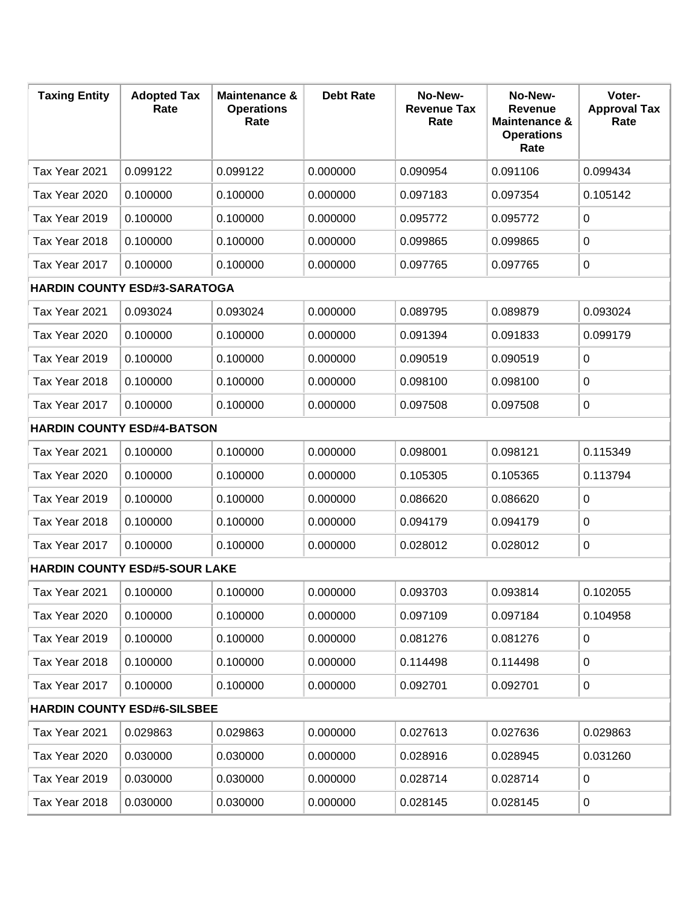| Taxing Entity | Adopted Tax Rate | Maintenance & Operations Rate | Debt Rate | No-New-Revenue Tax Rate | No-New-Revenue Maintenance & Operations Rate | Voter-Approval Tax Rate |
|---|---|---|---|---|---|---|
| Tax Year 2021 | 0.099122 | 0.099122 | 0.000000 | 0.090954 | 0.091106 | 0.099434 |
| Tax Year 2020 | 0.100000 | 0.100000 | 0.000000 | 0.097183 | 0.097354 | 0.105142 |
| Tax Year 2019 | 0.100000 | 0.100000 | 0.000000 | 0.095772 | 0.095772 | 0 |
| Tax Year 2018 | 0.100000 | 0.100000 | 0.000000 | 0.099865 | 0.099865 | 0 |
| Tax Year 2017 | 0.100000 | 0.100000 | 0.000000 | 0.097765 | 0.097765 | 0 |
| **HARDIN COUNTY ESD#3-SARATOGA** | | | | | | |
| Tax Year 2021 | 0.093024 | 0.093024 | 0.000000 | 0.089795 | 0.089879 | 0.093024 |
| Tax Year 2020 | 0.100000 | 0.100000 | 0.000000 | 0.091394 | 0.091833 | 0.099179 |
| Tax Year 2019 | 0.100000 | 0.100000 | 0.000000 | 0.090519 | 0.090519 | 0 |
| Tax Year 2018 | 0.100000 | 0.100000 | 0.000000 | 0.098100 | 0.098100 | 0 |
| Tax Year 2017 | 0.100000 | 0.100000 | 0.000000 | 0.097508 | 0.097508 | 0 |
| **HARDIN COUNTY ESD#4-BATSON** | | | | | | |
| Tax Year 2021 | 0.100000 | 0.100000 | 0.000000 | 0.098001 | 0.098121 | 0.115349 |
| Tax Year 2020 | 0.100000 | 0.100000 | 0.000000 | 0.105305 | 0.105365 | 0.113794 |
| Tax Year 2019 | 0.100000 | 0.100000 | 0.000000 | 0.086620 | 0.086620 | 0 |
| Tax Year 2018 | 0.100000 | 0.100000 | 0.000000 | 0.094179 | 0.094179 | 0 |
| Tax Year 2017 | 0.100000 | 0.100000 | 0.000000 | 0.028012 | 0.028012 | 0 |
| **HARDIN COUNTY ESD#5-SOUR LAKE** | | | | | | |
| Tax Year 2021 | 0.100000 | 0.100000 | 0.000000 | 0.093703 | 0.093814 | 0.102055 |
| Tax Year 2020 | 0.100000 | 0.100000 | 0.000000 | 0.097109 | 0.097184 | 0.104958 |
| Tax Year 2019 | 0.100000 | 0.100000 | 0.000000 | 0.081276 | 0.081276 | 0 |
| Tax Year 2018 | 0.100000 | 0.100000 | 0.000000 | 0.114498 | 0.114498 | 0 |
| Tax Year 2017 | 0.100000 | 0.100000 | 0.000000 | 0.092701 | 0.092701 | 0 |
| **HARDIN COUNTY ESD#6-SILSBEE** | | | | | | |
| Tax Year 2021 | 0.029863 | 0.029863 | 0.000000 | 0.027613 | 0.027636 | 0.029863 |
| Tax Year 2020 | 0.030000 | 0.030000 | 0.000000 | 0.028916 | 0.028945 | 0.031260 |
| Tax Year 2019 | 0.030000 | 0.030000 | 0.000000 | 0.028714 | 0.028714 | 0 |
| Tax Year 2018 | 0.030000 | 0.030000 | 0.000000 | 0.028145 | 0.028145 | 0 |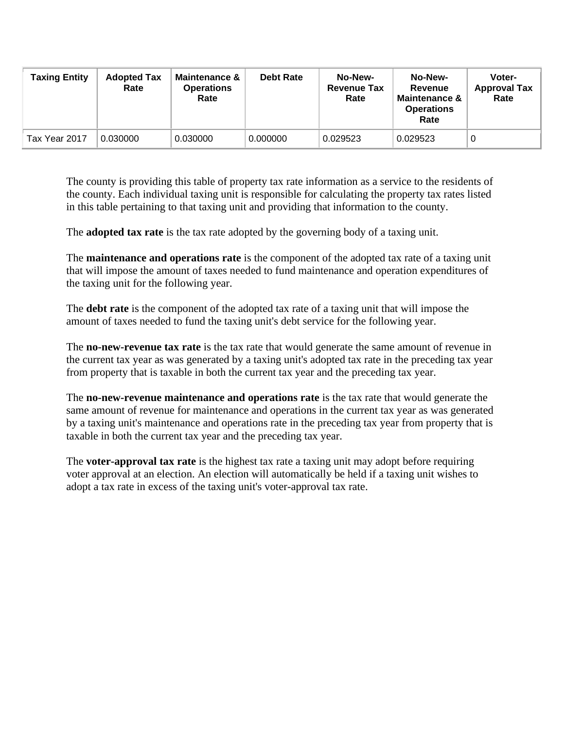| Taxing Entity | Adopted Tax Rate | Maintenance & Operations Rate | Debt Rate | No-New-Revenue Tax Rate | No-New-Revenue Maintenance & Operations Rate | Voter-Approval Tax Rate |
|---|---|---|---|---|---|---|
| Tax Year 2017 | 0.030000 | 0.030000 | 0.000000 | 0.029523 | 0.029523 | 0 |

The county is providing this table of property tax rate information as a service to the residents of the county. Each individual taxing unit is responsible for calculating the property tax rates listed in this table pertaining to that taxing unit and providing that information to the county.

The **adopted tax rate** is the tax rate adopted by the governing body of a taxing unit.

The **maintenance and operations rate** is the component of the adopted tax rate of a taxing unit that will impose the amount of taxes needed to fund maintenance and operation expenditures of the taxing unit for the following year.

The **debt rate** is the component of the adopted tax rate of a taxing unit that will impose the amount of taxes needed to fund the taxing unit's debt service for the following year.

The **no-new-revenue tax rate** is the tax rate that would generate the same amount of revenue in the current tax year as was generated by a taxing unit's adopted tax rate in the preceding tax year from property that is taxable in both the current tax year and the preceding tax year.

The **no-new-revenue maintenance and operations rate** is the tax rate that would generate the same amount of revenue for maintenance and operations in the current tax year as was generated by a taxing unit's maintenance and operations rate in the preceding tax year from property that is taxable in both the current tax year and the preceding tax year.

The **voter-approval tax rate** is the highest tax rate a taxing unit may adopt before requiring voter approval at an election. An election will automatically be held if a taxing unit wishes to adopt a tax rate in excess of the taxing unit's voter-approval tax rate.